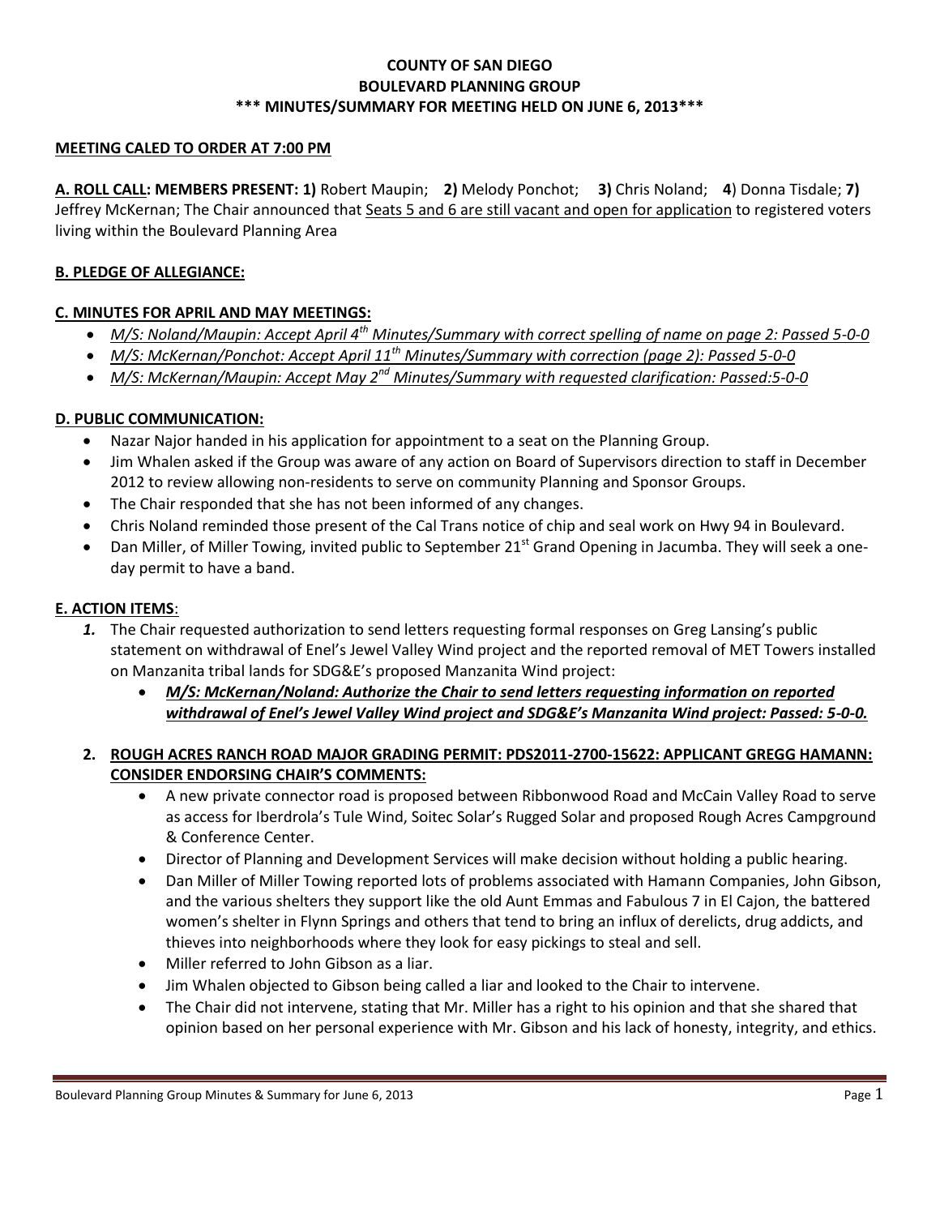**COUNTY OF SAN DIEGO**
**BOULEVARD PLANNING GROUP**
**\*\*\* MINUTES/SUMMARY FOR MEETING HELD ON JUNE 6, 2013\*\*\***

**MEETING CALED TO ORDER AT 7:00 PM**

**A. ROLL CALL: MEMBERS PRESENT: 1)** Robert Maupin; **2)** Melody Ponchot; **3)** Chris Noland; **4**) Donna Tisdale; **7)** Jeffrey McKernan; The Chair announced that Seats 5 and 6 are still vacant and open for application to registered voters living within the Boulevard Planning Area

**B. PLEDGE OF ALLEGIANCE:**

**C. MINUTES FOR APRIL AND MAY MEETINGS:**

- *M/S: Noland/Maupin: Accept April 4th Minutes/Summary with correct spelling of name on page 2: Passed 5-0-0*
- *M/S: McKernan/Ponchot: Accept April 11th Minutes/Summary with correction (page 2): Passed 5-0-0*
- *M/S: McKernan/Maupin: Accept May 2nd Minutes/Summary with requested clarification: Passed:5-0-0*

**D. PUBLIC COMMUNICATION:**

- Nazar Najor handed in his application for appointment to a seat on the Planning Group.
- Jim Whalen asked if the Group was aware of any action on Board of Supervisors direction to staff in December 2012 to review allowing non-residents to serve on community Planning and Sponsor Groups.
- The Chair responded that she has not been informed of any changes.
- Chris Noland reminded those present of the Cal Trans notice of chip and seal work on Hwy 94 in Boulevard.
- Dan Miller, of Miller Towing, invited public to September 21st Grand Opening in Jacumba. They will seek a one-day permit to have a band.

**E. ACTION ITEMS**:

1. The Chair requested authorization to send letters requesting formal responses on Greg Lansing's public statement on withdrawal of Enel's Jewel Valley Wind project and the reported removal of MET Towers installed on Manzanita tribal lands for SDG&E's proposed Manzanita Wind project:
   - ***M/S: McKernan/Noland: Authorize the Chair to send letters requesting information on reported withdrawal of Enel's Jewel Valley Wind project and SDG&E's Manzanita Wind project: Passed: 5-0-0.***

2. **ROUGH ACRES RANCH ROAD MAJOR GRADING PERMIT: PDS2011-2700-15622: APPLICANT GREGG HAMANN: CONSIDER ENDORSING CHAIR'S COMMENTS:**
   - A new private connector road is proposed between Ribbonwood Road and McCain Valley Road to serve as access for Iberdrola's Tule Wind, Soitec Solar's Rugged Solar and proposed Rough Acres Campground & Conference Center.
   - Director of Planning and Development Services will make decision without holding a public hearing.
   - Dan Miller of Miller Towing reported lots of problems associated with Hamann Companies, John Gibson, and the various shelters they support like the old Aunt Emmas and Fabulous 7 in El Cajon, the battered women's shelter in Flynn Springs and others that tend to bring an influx of derelicts, drug addicts, and thieves into neighborhoods where they look for easy pickings to steal and sell.
   - Miller referred to John Gibson as a liar.
   - Jim Whalen objected to Gibson being called a liar and looked to the Chair to intervene.
   - The Chair did not intervene, stating that Mr. Miller has a right to his opinion and that she shared that opinion based on her personal experience with Mr. Gibson and his lack of honesty, integrity, and ethics.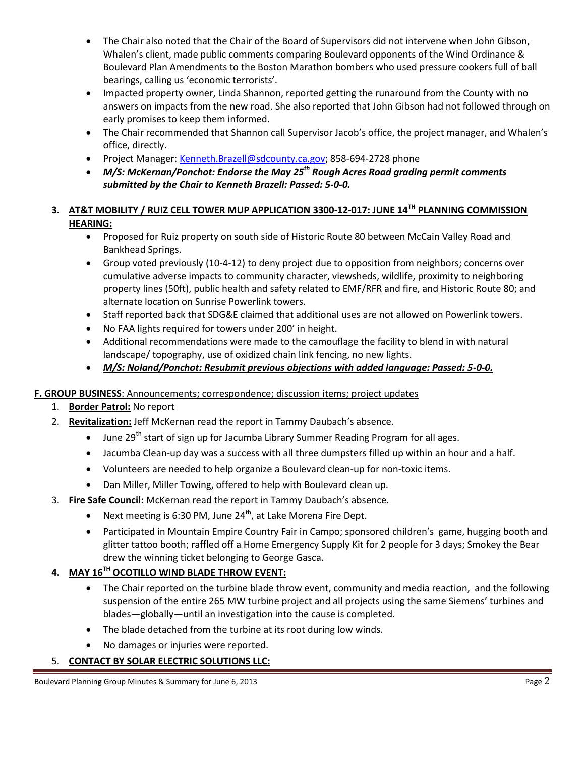- The Chair also noted that the Chair of the Board of Supervisors did not intervene when John Gibson, Whalen's client, made public comments comparing Boulevard opponents of the Wind Ordinance & Boulevard Plan Amendments to the Boston Marathon bombers who used pressure cookers full of ball bearings, calling us 'economic terrorists'.
- Impacted property owner, Linda Shannon, reported getting the runaround from the County with no answers on impacts from the new road. She also reported that John Gibson had not followed through on early promises to keep them informed.
- The Chair recommended that Shannon call Supervisor Jacob's office, the project manager, and Whalen's office, directly.
- Project Manager: Kenneth.Brazell@sdcounty.ca.gov; 858-694-2728 phone
- ***M/S: McKernan/Ponchot: Endorse the May 25th Rough Acres Road grading permit comments submitted by the Chair to Kenneth Brazell: Passed: 5-0-0.***

3. **AT&T MOBILITY / RUIZ CELL TOWER MUP APPLICATION 3300-12-017: JUNE 14TH PLANNING COMMISSION HEARING:**
   - Proposed for Ruiz property on south side of Historic Route 80 between McCain Valley Road and Bankhead Springs.
   - Group voted previously (10-4-12) to deny project due to opposition from neighbors; concerns over cumulative adverse impacts to community character, viewsheds, wildlife, proximity to neighboring property lines (50ft), public health and safety related to EMF/RFR and fire, and Historic Route 80; and alternate location on Sunrise Powerlink towers.
   - Staff reported back that SDG&E claimed that additional uses are not allowed on Powerlink towers.
   - No FAA lights required for towers under 200' in height.
   - Additional recommendations were made to the camouflage the facility to blend in with natural landscape/ topography, use of oxidized chain link fencing, no new lights.
   - ***M/S: Noland/Ponchot: Resubmit previous objections with added language: Passed: 5-0-0.***

**F. GROUP BUSINESS**: Announcements; correspondence; discussion items; project updates

1. **Border Patrol:** No report
2. **Revitalization:** Jeff McKernan read the report in Tammy Daubach's absence.
   - June 29th start of sign up for Jacumba Library Summer Reading Program for all ages.
   - Jacumba Clean-up day was a success with all three dumpsters filled up within an hour and a half.
   - Volunteers are needed to help organize a Boulevard clean-up for non-toxic items.
   - Dan Miller, Miller Towing, offered to help with Boulevard clean up.
3. **Fire Safe Council:** McKernan read the report in Tammy Daubach's absence.
   - Next meeting is 6:30 PM, June 24th, at Lake Morena Fire Dept.
   - Participated in Mountain Empire Country Fair in Campo; sponsored children's game, hugging booth and glitter tattoo booth; raffled off a Home Emergency Supply Kit for 2 people for 3 days; Smokey the Bear drew the winning ticket belonging to George Gasca.
4. **MAY 16TH OCOTILLO WIND BLADE THROW EVENT:**
   - The Chair reported on the turbine blade throw event, community and media reaction, and the following suspension of the entire 265 MW turbine project and all projects using the same Siemens' turbines and blades—globally—until an investigation into the cause is completed.
   - The blade detached from the turbine at its root during low winds.
   - No damages or injuries were reported.
5. **CONTACT BY SOLAR ELECTRIC SOLUTIONS LLC:**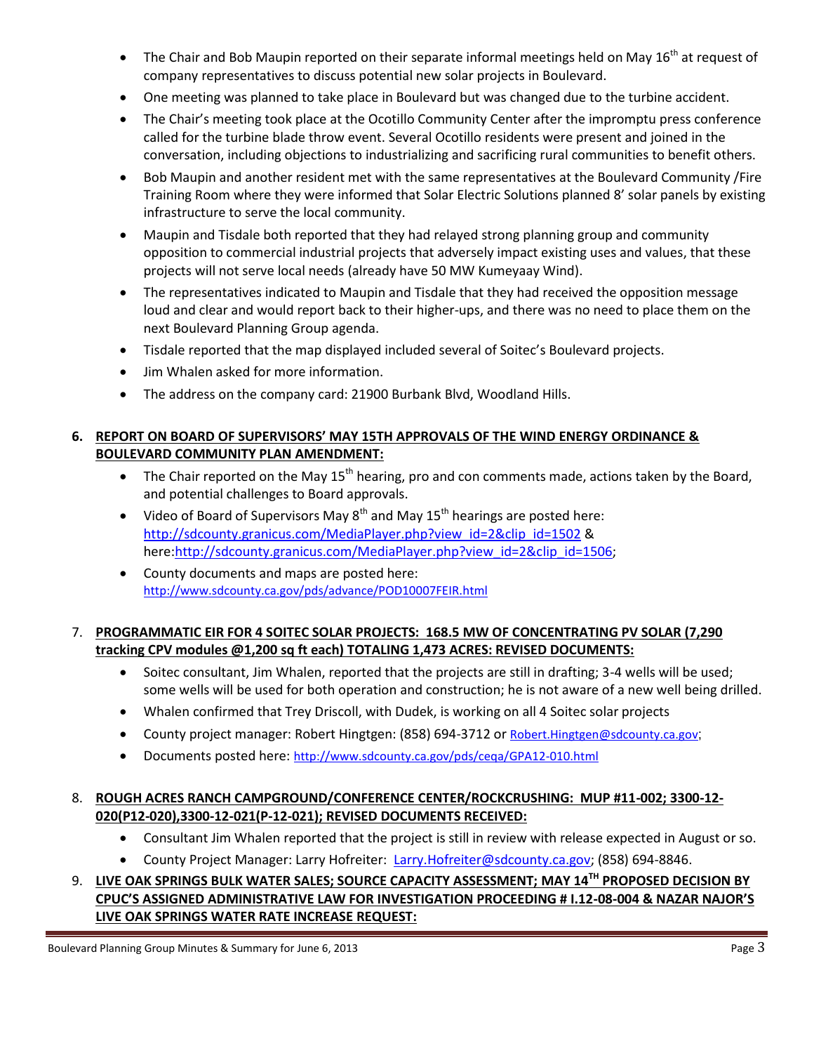- The Chair and Bob Maupin reported on their separate informal meetings held on May 16th at request of company representatives to discuss potential new solar projects in Boulevard.
- One meeting was planned to take place in Boulevard but was changed due to the turbine accident.
- The Chair's meeting took place at the Ocotillo Community Center after the impromptu press conference called for the turbine blade throw event. Several Ocotillo residents were present and joined in the conversation, including objections to industrializing and sacrificing rural communities to benefit others.
- Bob Maupin and another resident met with the same representatives at the Boulevard Community /Fire Training Room where they were informed that Solar Electric Solutions planned 8' solar panels by existing infrastructure to serve the local community.
- Maupin and Tisdale both reported that they had relayed strong planning group and community opposition to commercial industrial projects that adversely impact existing uses and values, that these projects will not serve local needs (already have 50 MW Kumeyaay Wind).
- The representatives indicated to Maupin and Tisdale that they had received the opposition message loud and clear and would report back to their higher-ups, and there was no need to place them on the next Boulevard Planning Group agenda.
- Tisdale reported that the map displayed included several of Soitec's Boulevard projects.
- Jim Whalen asked for more information.
- The address on the company card: 21900 Burbank Blvd, Woodland Hills.

6. **<u>REPORT ON BOARD OF SUPERVISORS' MAY 15TH APPROVALS OF THE WIND ENERGY ORDINANCE & BOULEVARD COMMUNITY PLAN AMENDMENT:</u>**
   - The Chair reported on the May 15th hearing, pro and con comments made, actions taken by the Board, and potential challenges to Board approvals.
   - Video of Board of Supervisors May 8th and May 15th hearings are posted here: http://sdcounty.granicus.com/MediaPlayer.php?view_id=2&clip_id=1502 & here:http://sdcounty.granicus.com/MediaPlayer.php?view_id=2&clip_id=1506;
   - County documents and maps are posted here: http://www.sdcounty.ca.gov/pds/advance/POD10007FEIR.html

7. **<u>PROGRAMMATIC EIR FOR 4 SOITEC SOLAR PROJECTS: 168.5 MW OF CONCENTRATING PV SOLAR (7,290 tracking CPV modules @1,200 sq ft each) TOTALING 1,473 ACRES: REVISED DOCUMENTS:</u>**
   - Soitec consultant, Jim Whalen, reported that the projects are still in drafting; 3-4 wells will be used; some wells will be used for both operation and construction; he is not aware of a new well being drilled.
   - Whalen confirmed that Trey Driscoll, with Dudek, is working on all 4 Soitec solar projects
   - County project manager: Robert Hingtgen: (858) 694-3712 or Robert.Hingtgen@sdcounty.ca.gov;
   - Documents posted here: http://www.sdcounty.ca.gov/pds/ceqa/GPA12-010.html

8. **<u>ROUGH ACRES RANCH CAMPGROUND/CONFERENCE CENTER/ROCKCRUSHING: MUP #11-002; 3300-12-020(P12-020),3300-12-021(P-12-021); REVISED DOCUMENTS RECEIVED:</u>**
   - Consultant Jim Whalen reported that the project is still in review with release expected in August or so.
   - County Project Manager: Larry Hofreiter: Larry.Hofreiter@sdcounty.ca.gov; (858) 694-8846.

9. **<u>LIVE OAK SPRINGS BULK WATER SALES; SOURCE CAPACITY ASSESSMENT; MAY 14TH PROPOSED DECISION BY CPUC'S ASSIGNED ADMINISTRATIVE LAW FOR INVESTIGATION PROCEEDING # I.12-08-004 & NAZAR NAJOR'S LIVE OAK SPRINGS WATER RATE INCREASE REQUEST:</u>**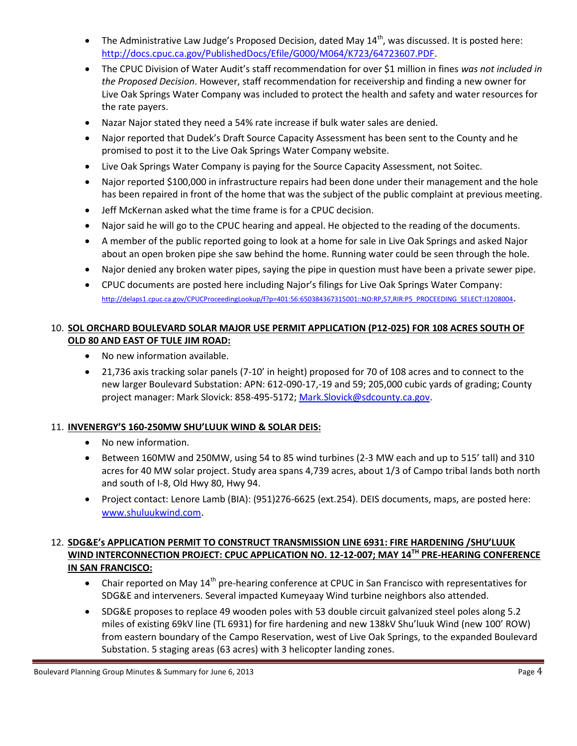- The Administrative Law Judge's Proposed Decision, dated May 14th, was discussed. It is posted here: http://docs.cpuc.ca.gov/PublishedDocs/Efile/G000/M064/K723/64723607.PDF.
- The CPUC Division of Water Audit's staff recommendation for over $1 million in fines *was not included in the Proposed Decision*. However, staff recommendation for receivership and finding a new owner for Live Oak Springs Water Company was included to protect the health and safety and water resources for the rate payers.
- Nazar Najor stated they need a 54% rate increase if bulk water sales are denied.
- Najor reported that Dudek's Draft Source Capacity Assessment has been sent to the County and he promised to post it to the Live Oak Springs Water Company website.
- Live Oak Springs Water Company is paying for the Source Capacity Assessment, not Soitec.
- Najor reported $100,000 in infrastructure repairs had been done under their management and the hole has been repaired in front of the home that was the subject of the public complaint at previous meeting.
- Jeff McKernan asked what the time frame is for a CPUC decision.
- Najor said he will go to the CPUC hearing and appeal. He objected to the reading of the documents.
- A member of the public reported going to look at a home for sale in Live Oak Springs and asked Najor about an open broken pipe she saw behind the home. Running water could be seen through the hole.
- Najor denied any broken water pipes, saying the pipe in question must have been a private sewer pipe.
- CPUC documents are posted here including Najor's filings for Live Oak Springs Water Company: http://delaps1.cpuc.ca.gov/CPUCProceedingLookup/f?p=401:56:650384367315001::NO:RP,57,RIR:P5_PROCEEDING_SELECT:I1208004.

10. **SOL ORCHARD BOULEVARD SOLAR MAJOR USE PERMIT APPLICATION (P12-025) FOR 108 ACRES SOUTH OF OLD 80 AND EAST OF TULE JIM ROAD:**
    - No new information available.
    - 21,736 axis tracking solar panels (7-10' in height) proposed for 70 of 108 acres and to connect to the new larger Boulevard Substation: APN: 612-090-17,-19 and 59; 205,000 cubic yards of grading; County project manager: Mark Slovick: 858-495-5172; Mark.Slovick@sdcounty.ca.gov.

11. **INVENERGY'S 160-250MW SHU'LUUK WIND & SOLAR DEIS:**
    - No new information.
    - Between 160MW and 250MW, using 54 to 85 wind turbines (2-3 MW each and up to 515' tall) and 310 acres for 40 MW solar project. Study area spans 4,739 acres, about 1/3 of Campo tribal lands both north and south of I-8, Old Hwy 80, Hwy 94.
    - Project contact: Lenore Lamb (BIA): (951)276-6625 (ext.254). DEIS documents, maps, are posted here: www.shuluukwind.com.

12. **SDG&E's APPLICATION PERMIT TO CONSTRUCT TRANSMISSION LINE 6931: FIRE HARDENING /SHU'LUUK WIND INTERCONNECTION PROJECT: CPUC APPLICATION NO. 12-12-007; MAY 14TH PRE-HEARING CONFERENCE IN SAN FRANCISCO:**
    - Chair reported on May 14th pre-hearing conference at CPUC in San Francisco with representatives for SDG&E and interveners. Several impacted Kumeyaay Wind turbine neighbors also attended.
    - SDG&E proposes to replace 49 wooden poles with 53 double circuit galvanized steel poles along 5.2 miles of existing 69kV line (TL 6931) for fire hardening and new 138kV Shu'luuk Wind (new 100' ROW) from eastern boundary of the Campo Reservation, west of Live Oak Springs, to the expanded Boulevard Substation. 5 staging areas (63 acres) with 3 helicopter landing zones.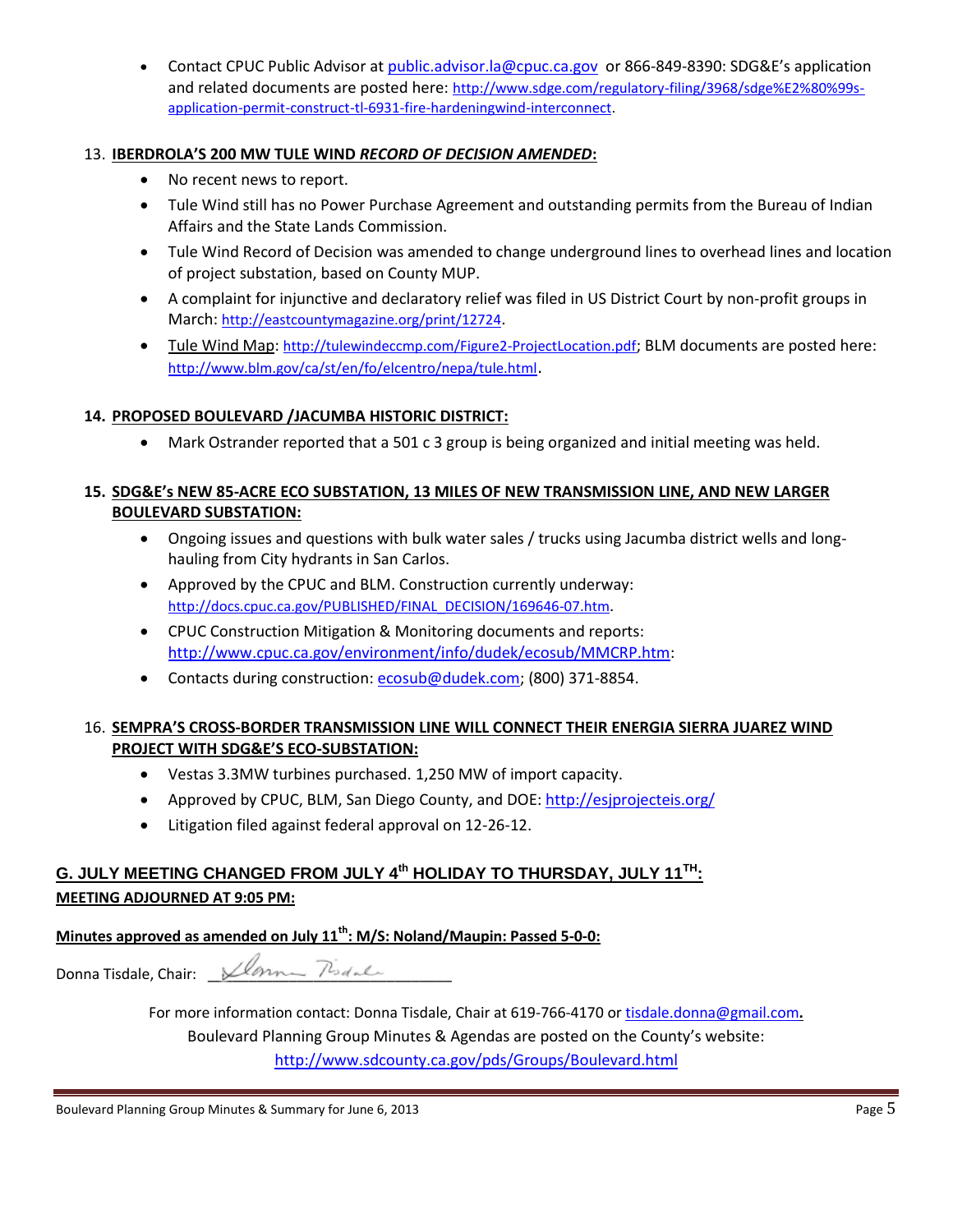- Contact CPUC Public Advisor at public.advisor.la@cpuc.ca.gov or 866-849-8390: SDG&E's application and related documents are posted here: http://www.sdge.com/regulatory-filing/3968/sdge%E2%80%99s-application-permit-construct-tl-6931-fire-hardeningwind-interconnect.

13. **IBERDROLA'S 200 MW TULE WIND *RECORD OF DECISION AMENDED*:**
    - No recent news to report.
    - Tule Wind still has no Power Purchase Agreement and outstanding permits from the Bureau of Indian Affairs and the State Lands Commission.
    - Tule Wind Record of Decision was amended to change underground lines to overhead lines and location of project substation, based on County MUP.
    - A complaint for injunctive and declaratory relief was filed in US District Court by non-profit groups in March: http://eastcountymagazine.org/print/12724.
    - Tule Wind Map: http://tulewindeccmp.com/Figure2-ProjectLocation.pdf; BLM documents are posted here: http://www.blm.gov/ca/st/en/fo/elcentro/nepa/tule.html.

14. **PROPOSED BOULEVARD /JACUMBA HISTORIC DISTRICT:**
    - Mark Ostrander reported that a 501 c 3 group is being organized and initial meeting was held.

15. **SDG&E's NEW 85-ACRE ECO SUBSTATION, 13 MILES OF NEW TRANSMISSION LINE, AND NEW LARGER BOULEVARD SUBSTATION:**
    - Ongoing issues and questions with bulk water sales / trucks using Jacumba district wells and long-hauling from City hydrants in San Carlos.
    - Approved by the CPUC and BLM. Construction currently underway: http://docs.cpuc.ca.gov/PUBLISHED/FINAL_DECISION/169646-07.htm.
    - CPUC Construction Mitigation & Monitoring documents and reports: http://www.cpuc.ca.gov/environment/info/dudek/ecosub/MMCRP.htm:
    - Contacts during construction: ecosub@dudek.com; (800) 371-8854.

16. **SEMPRA'S CROSS-BORDER TRANSMISSION LINE WILL CONNECT THEIR ENERGIA SIERRA JUAREZ WIND PROJECT WITH SDG&E'S ECO-SUBSTATION:**
    - Vestas 3.3MW turbines purchased. 1,250 MW of import capacity.
    - Approved by CPUC, BLM, San Diego County, and DOE: http://esjprojecteis.org/
    - Litigation filed against federal approval on 12-26-12.

## G. JULY MEETING CHANGED FROM JULY 4th HOLIDAY TO THURSDAY, JULY 11TH:

**MEETING ADJOURNED AT 9:05 PM:**

**Minutes approved as amended on July 11th: M/S: Noland/Maupin: Passed 5-0-0:**

Donna Tisdale, Chair: \_\_\_\_\_\_\_\_\_\_\_\_\_\_\_\_\_\_\_\_\_\_\_\_\_\_\_\_\_\_

For more information contact: Donna Tisdale, Chair at 619-766-4170 or tisdale.donna@gmail.com.
Boulevard Planning Group Minutes & Agendas are posted on the County's website:
http://www.sdcounty.ca.gov/pds/Groups/Boulevard.html